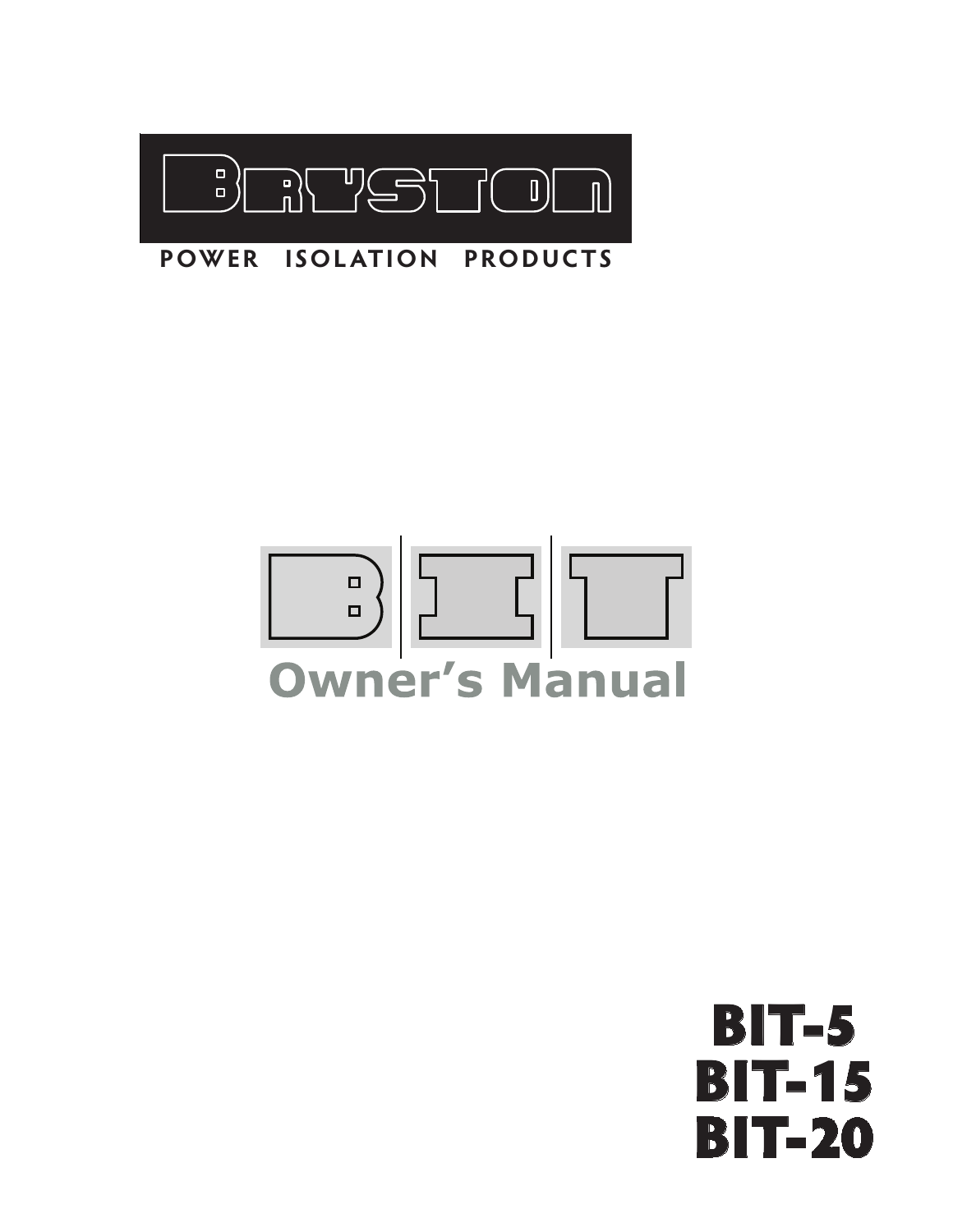# BRYSTON

POWER ISOLATION PRODUCTS

# BIT

## Owner's Manual

**BIT-5**
**BIT-15**
**BIT-20**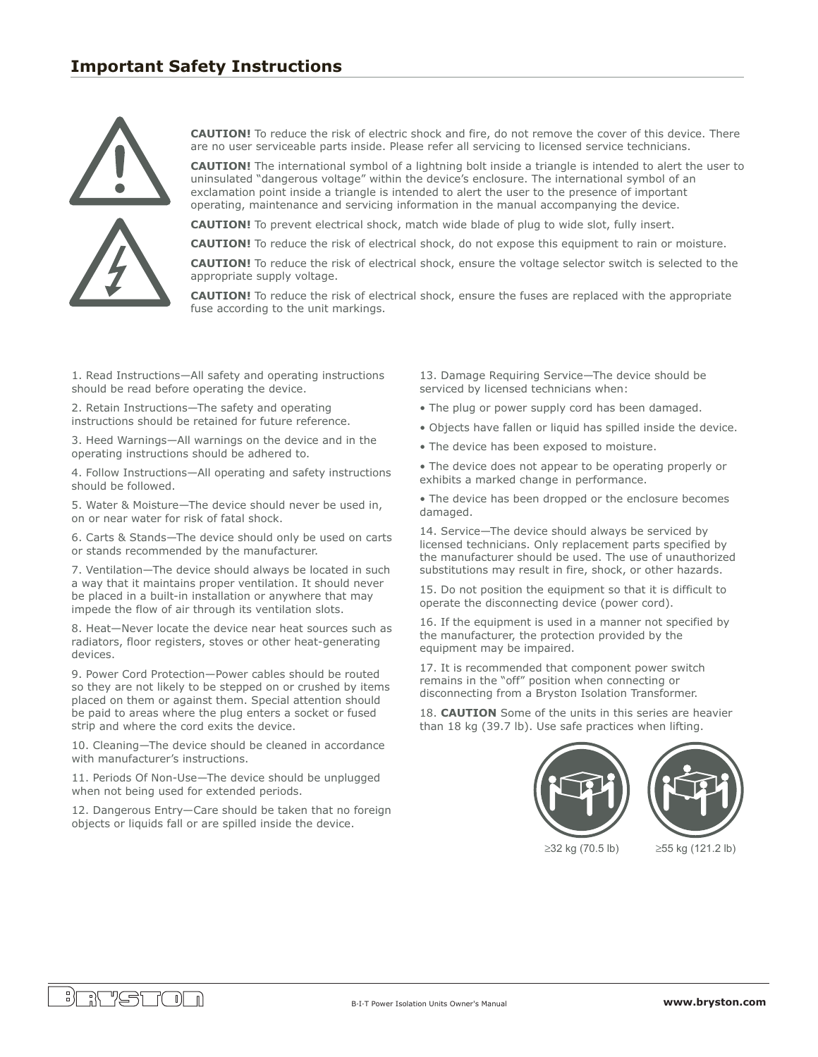## Important Safety Instructions

**CAUTION!** To reduce the risk of electric shock and fire, do not remove the cover of this device. There are no user serviceable parts inside. Please refer all servicing to licensed service technicians.

**CAUTION!** The international symbol of a lightning bolt inside a triangle is intended to alert the user to uninsulated "dangerous voltage" within the device's enclosure. The international symbol of an exclamation point inside a triangle is intended to alert the user to the presence of important operating, maintenance and servicing information in the manual accompanying the device.

**CAUTION!** To prevent electrical shock, match wide blade of plug to wide slot, fully insert.

**CAUTION!** To reduce the risk of electrical shock, do not expose this equipment to rain or moisture.

**CAUTION!** To reduce the risk of electrical shock, ensure the voltage selector switch is selected to the appropriate supply voltage.

**CAUTION!** To reduce the risk of electrical shock, ensure the fuses are replaced with the appropriate fuse according to the unit markings.

1. Read Instructions—All safety and operating instructions should be read before operating the device.

2. Retain Instructions—The safety and operating instructions should be retained for future reference.

3. Heed Warnings—All warnings on the device and in the operating instructions should be adhered to.

4. Follow Instructions—All operating and safety instructions should be followed.

5. Water & Moisture—The device should never be used in, on or near water for risk of fatal shock.

6. Carts & Stands—The device should only be used on carts or stands recommended by the manufacturer.

7. Ventilation—The device should always be located in such a way that it maintains proper ventilation. It should never be placed in a built-in installation or anywhere that may impede the flow of air through its ventilation slots.

8. Heat—Never locate the device near heat sources such as radiators, floor registers, stoves or other heat-generating devices.

9. Power Cord Protection—Power cables should be routed so they are not likely to be stepped on or crushed by items placed on them or against them. Special attention should be paid to areas where the plug enters a socket or fused strip and where the cord exits the device.

10. Cleaning—The device should be cleaned in accordance with manufacturer's instructions.

11. Periods Of Non-Use—The device should be unplugged when not being used for extended periods.

12. Dangerous Entry—Care should be taken that no foreign objects or liquids fall or are spilled inside the device.

13. Damage Requiring Service—The device should be serviced by licensed technicians when:

- The plug or power supply cord has been damaged.
- Objects have fallen or liquid has spilled inside the device.
- The device has been exposed to moisture.
- The device does not appear to be operating properly or exhibits a marked change in performance.
- The device has been dropped or the enclosure becomes damaged.

14. Service—The device should always be serviced by licensed technicians. Only replacement parts specified by the manufacturer should be used. The use of unauthorized substitutions may result in fire, shock, or other hazards.

15. Do not position the equipment so that it is difficult to operate the disconnecting device (power cord).

16. If the equipment is used in a manner not specified by the manufacturer, the protection provided by the equipment may be impaired.

17. It is recommended that component power switch remains in the "off" position when connecting or disconnecting from a Bryston Isolation Transformer.

18. **CAUTION** Some of the units in this series are heavier than 18 kg (39.7 lb). Use safe practices when lifting.

≥32 kg (70.5 lb) ≥55 kg (121.2 lb)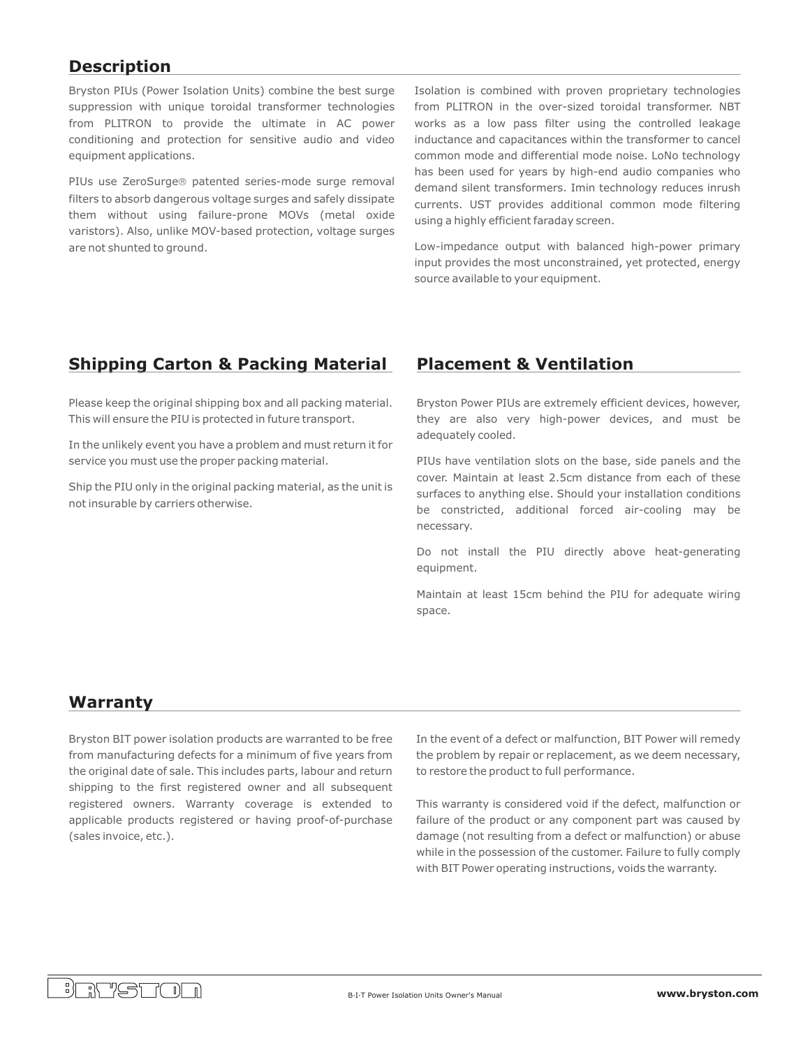## Description

Bryston PIUs (Power Isolation Units) combine the best surge suppression with unique toroidal transformer technologies from PLITRON to provide the ultimate in AC power conditioning and protection for sensitive audio and video equipment applications.

PIUs use ZeroSurge® patented series-mode surge removal filters to absorb dangerous voltage surges and safely dissipate them without using failure-prone MOVs (metal oxide varistors). Also, unlike MOV-based protection, voltage surges are not shunted to ground.

Isolation is combined with proven proprietary technologies from PLITRON in the over-sized toroidal transformer. NBT works as a low pass filter using the controlled leakage inductance and capacitances within the transformer to cancel common mode and differential mode noise. LoNo technology has been used for years by high-end audio companies who demand silent transformers. Imin technology reduces inrush currents. UST provides additional common mode filtering using a highly efficient faraday screen.

Low-impedance output with balanced high-power primary input provides the most unconstrained, yet protected, energy source available to your equipment.

## Shipping Carton & Packing Material

Please keep the original shipping box and all packing material. This will ensure the PIU is protected in future transport.

In the unlikely event you have a problem and must return it for service you must use the proper packing material.

Ship the PIU only in the original packing material, as the unit is not insurable by carriers otherwise.

## Placement & Ventilation

Bryston Power PIUs are extremely efficient devices, however, they are also very high-power devices, and must be adequately cooled.

PIUs have ventilation slots on the base, side panels and the cover. Maintain at least 2.5cm distance from each of these surfaces to anything else. Should your installation conditions be constricted, additional forced air-cooling may be necessary.

Do not install the PIU directly above heat-generating equipment.

Maintain at least 15cm behind the PIU for adequate wiring space.

## Warranty

Bryston BIT power isolation products are warranted to be free from manufacturing defects for a minimum of five years from the original date of sale. This includes parts, labour and return shipping to the first registered owner and all subsequent registered owners. Warranty coverage is extended to applicable products registered or having proof-of-purchase (sales invoice, etc.).

In the event of a defect or malfunction, BIT Power will remedy the problem by repair or replacement, as we deem necessary, to restore the product to full performance.

This warranty is considered void if the defect, malfunction or failure of the product or any component part was caused by damage (not resulting from a defect or malfunction) or abuse while in the possession of the customer. Failure to fully comply with BIT Power operating instructions, voids the warranty.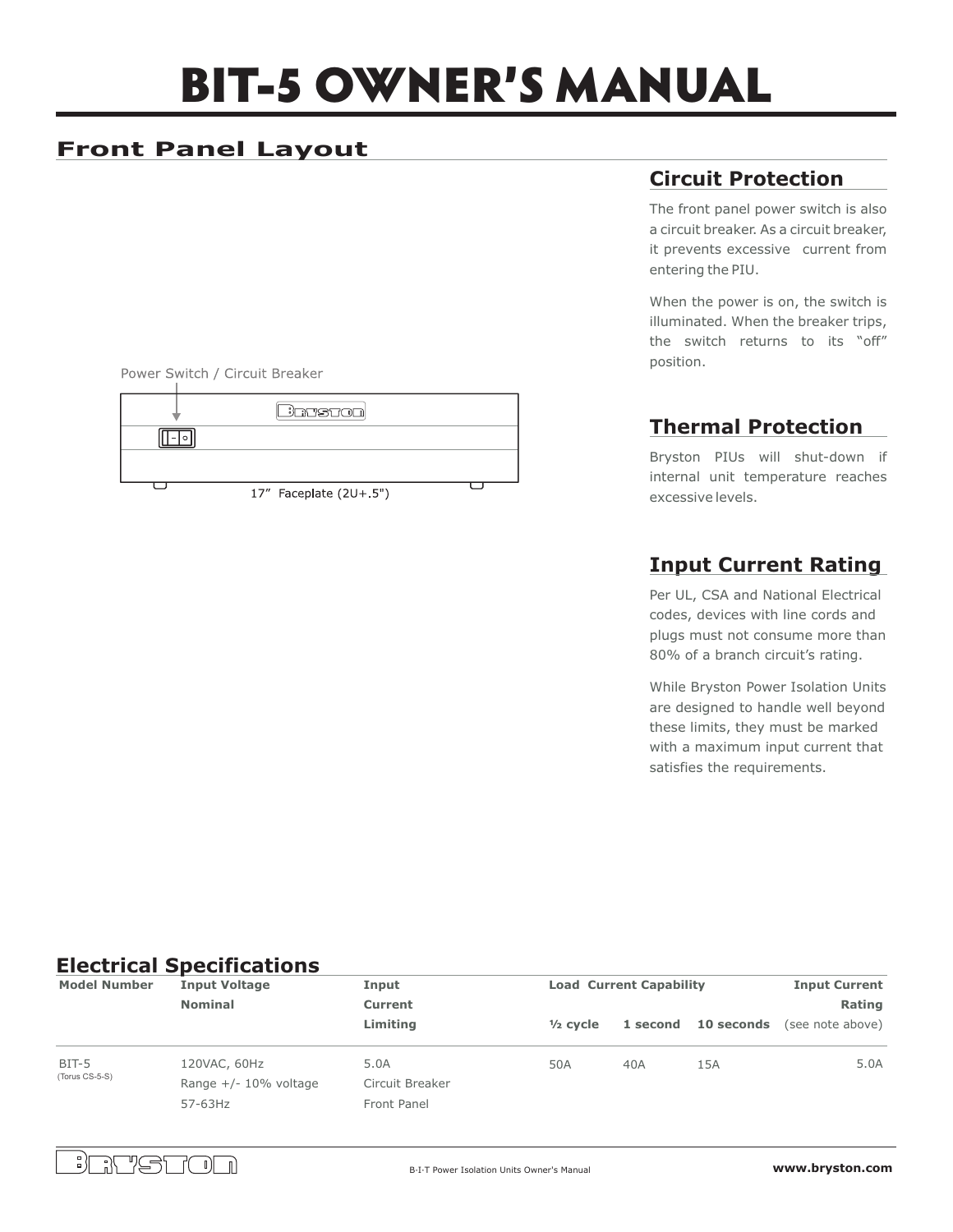# BIT-5 OWNER'S MANUAL

## Front Panel Layout

Power Switch / Circuit Breaker

17" Faceplate (2U+.5")

### Circuit Protection

The front panel power switch is also a circuit breaker. As a circuit breaker, it prevents excessive current from entering the PIU.

When the power is on, the switch is illuminated. When the breaker trips, the switch returns to its "off" position.

### Thermal Protection

Bryston PIUs will shut-down if internal unit temperature reaches excessive levels.

### Input Current Rating

Per UL, CSA and National Electrical codes, devices with line cords and plugs must not consume more than 80% of a branch circuit's rating.

While Bryston Power Isolation Units are designed to handle well beyond these limits, they must be marked with a maximum input current that satisfies the requirements.

## Electrical Specifications

| Model Number | Input Voltage Nominal | Input Current Limiting | Load Current Capability | | | Input Current Rating |
|---|---|---|---|---|---|---|
| | | | ½ cycle | 1 second | 10 seconds | (see note above) |
| BIT-5 (Torus CS-5-S) | 120VAC, 60Hz Range +/- 10% voltage 57-63Hz | 5.0A Circuit Breaker Front Panel | 50A | 40A | 15A | 5.0A |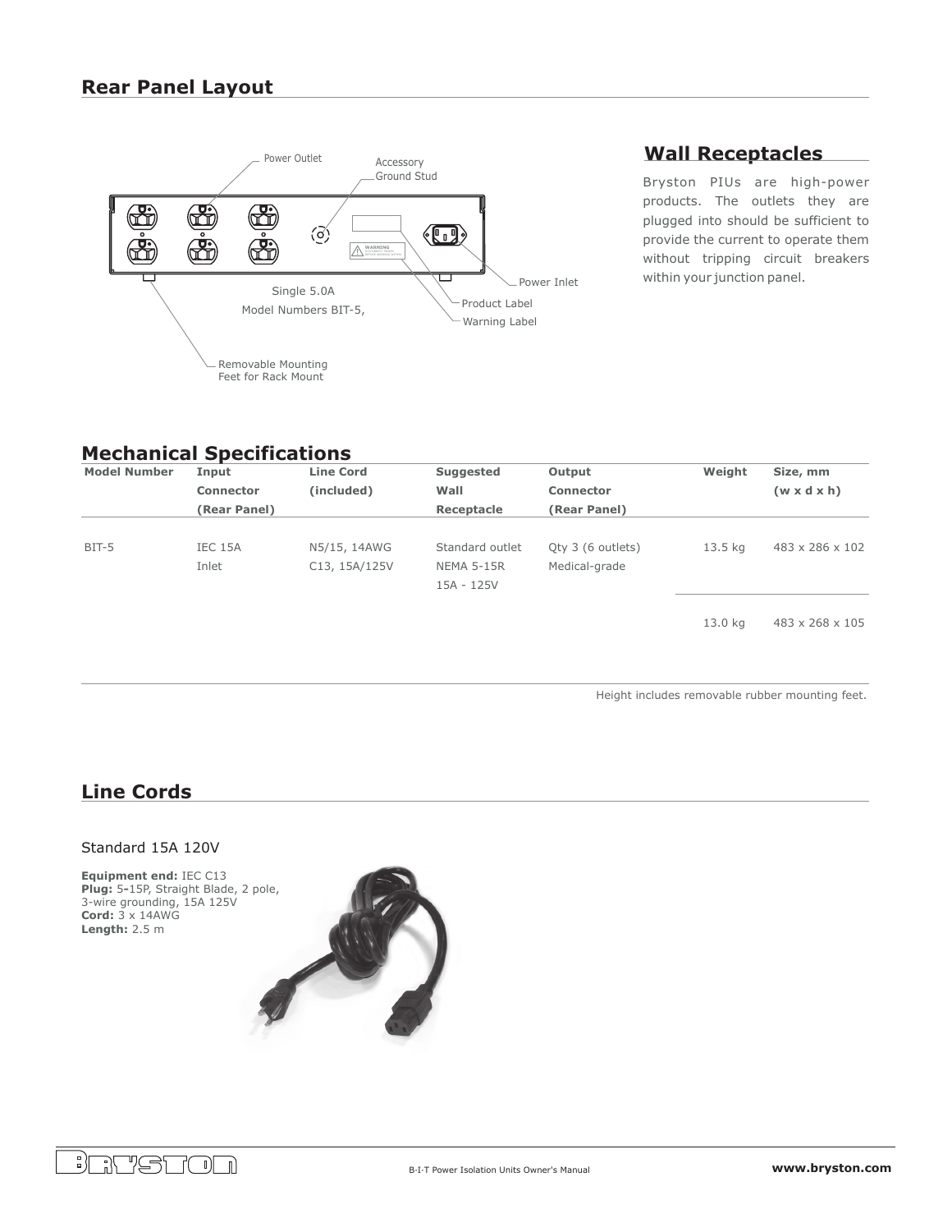## Rear Panel Layout

Power Outlet

Accessory Ground Stud

Power Inlet

Single 5.0A

Model Numbers BIT-5,

Product Label

Warning Label

Removable Mounting Feet for Rack Mount

## Wall Receptacles

Bryston PIUs are high-power products. The outlets they are plugged into should be sufficient to provide the current to operate them without tripping circuit breakers within your junction panel.

## Mechanical Specifications

| Model Number | Input Connector (Rear Panel) | Line Cord (included) | Suggested Wall Receptacle | Output Connector (Rear Panel) | Weight | Size, mm (w x d x h) |
|---|---|---|---|---|---|---|
| BIT-5 | IEC 15A Inlet | N5/15, 14AWG C13, 15A/125V | Standard outlet NEMA 5-15R 15A - 125V | Qty 3 (6 outlets) Medical-grade | 13.5 kg | 483 x 286 x 102 |
| | | | | | 13.0 kg | 483 x 268 x 105 |

Height includes removable rubber mounting feet.

## Line Cords

Standard 15A 120V

**Equipment end:** IEC C13
**Plug:** 5-15P, Straight Blade, 2 pole, 3-wire grounding, 15A 125V
**Cord:** 3 x 14AWG
**Length:** 2.5 m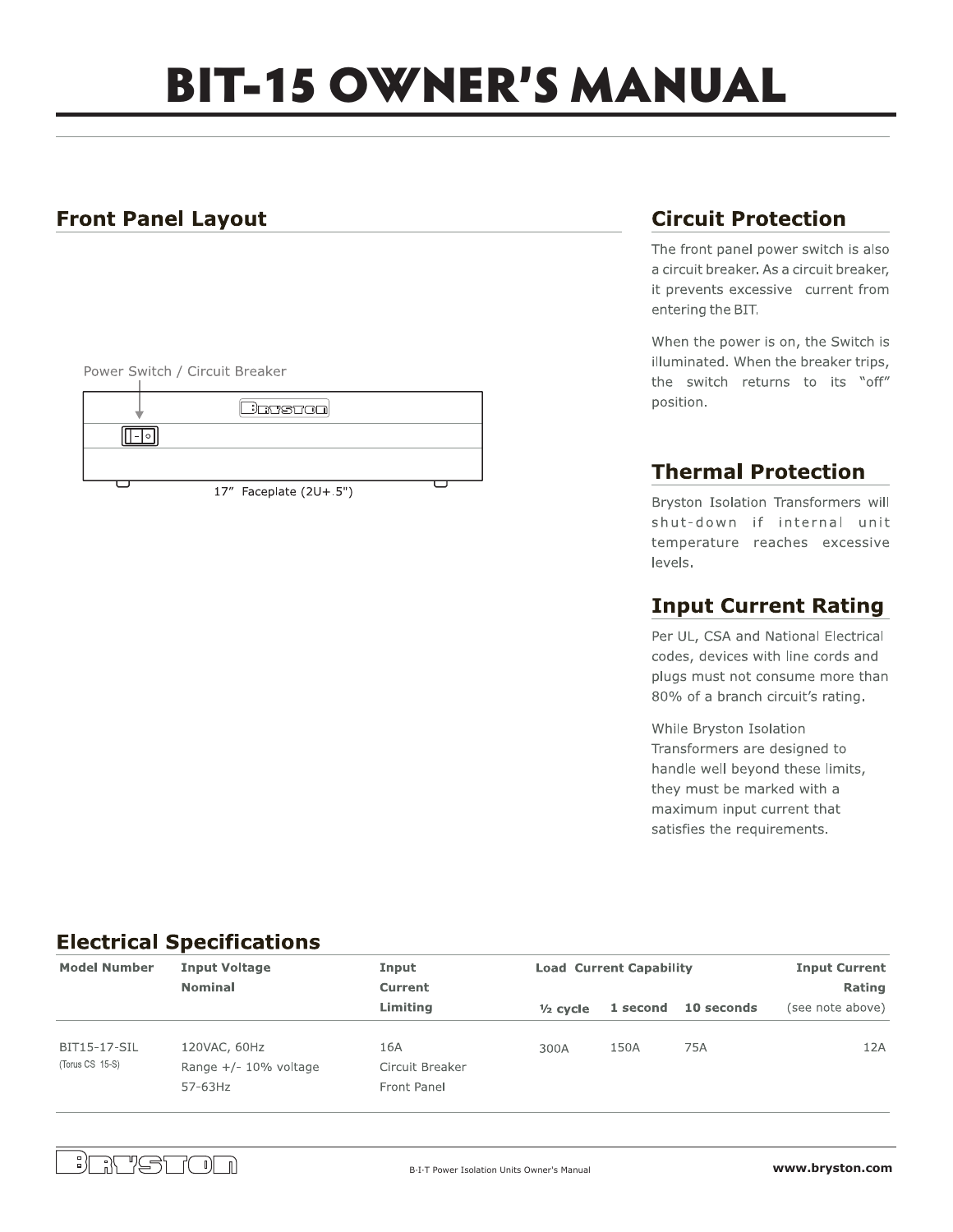# BIT-15 OWNER'S MANUAL

## Front Panel Layout

Power Switch / Circuit Breaker

17" Faceplate (2U+.5")

## Circuit Protection

The front panel power switch is also a circuit breaker. As a circuit breaker, it prevents excessive current from entering the BIT.

When the power is on, the Switch is illuminated. When the breaker trips, the switch returns to its "off" position.

## Thermal Protection

Bryston Isolation Transformers will shut-down if internal unit temperature reaches excessive levels.

## Input Current Rating

Per UL, CSA and National Electrical codes, devices with line cords and plugs must not consume more than 80% of a branch circuit's rating.

While Bryston Isolation Transformers are designed to handle well beyond these limits, they must be marked with a maximum input current that satisfies the requirements.

## Electrical Specifications

| Model Number | Input Voltage Nominal | Input Current Limiting | Load Current Capability | | | Input Current Rating |
|---|---|---|---|---|---|---|
| | | | ½ cycle | 1 second | 10 seconds | (see note above) |
| BIT15-17-SIL (Torus CS 15-S) | 120VAC, 60Hz Range +/- 10% voltage 57-63Hz | 16A Circuit Breaker Front Panel | 300A | 150A | 75A | 12A |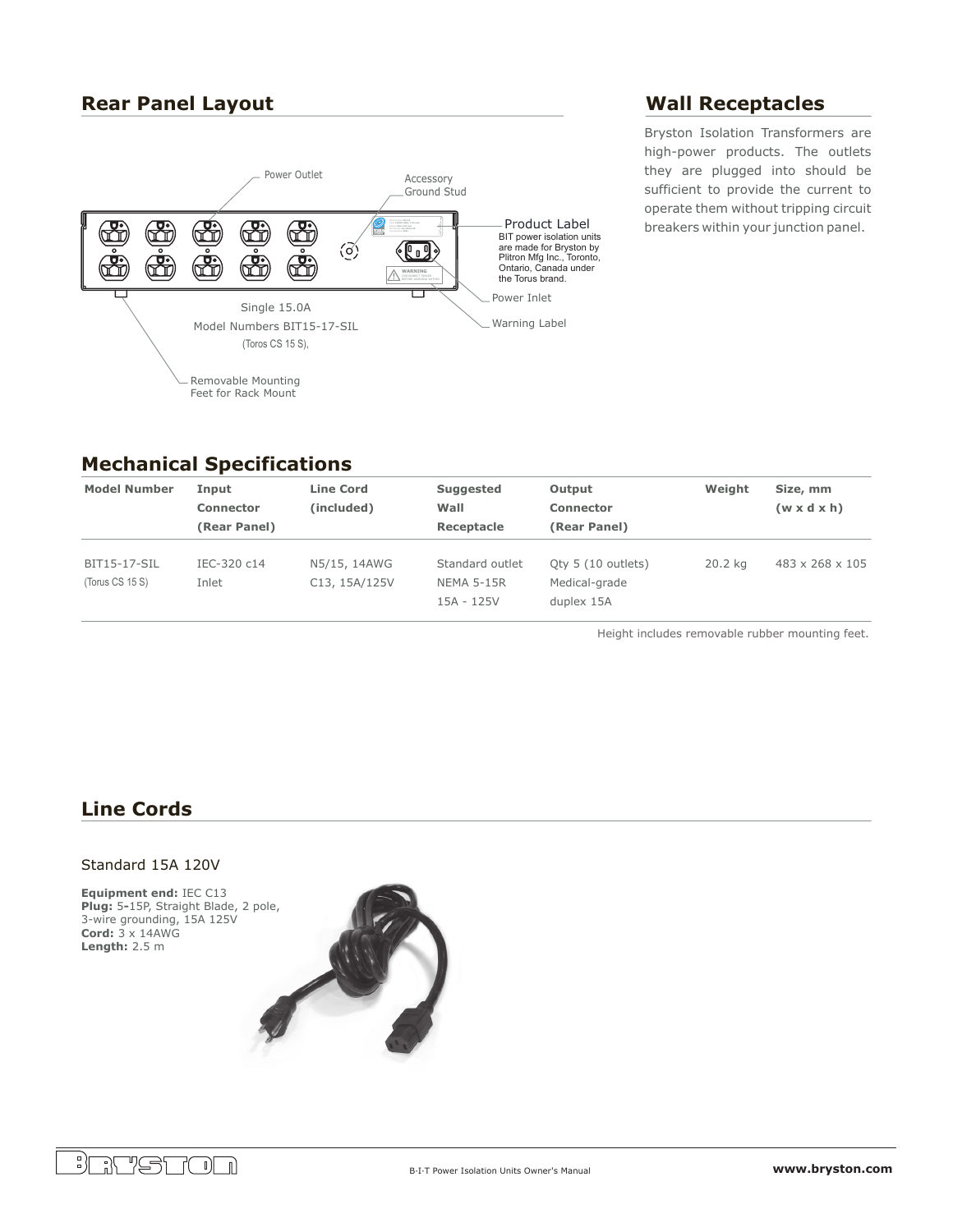## Rear Panel Layout

Power Outlet

Accessory Ground Stud

Product Label
BIT power isolation units are made for Bryston by Plitron Mfg Inc., Toronto, Ontario, Canada under the Torus brand.

Power Inlet

Warning Label

Single 15.0A
Model Numbers BIT15-17-SIL
(Toros CS 15 S),

Removable Mounting Feet for Rack Mount

## Wall Receptacles

Bryston Isolation Transformers are high-power products. The outlets they are plugged into should be sufficient to provide the current to operate them without tripping circuit breakers within your junction panel.

## Mechanical Specifications

| Model Number | Input Connector (Rear Panel) | Line Cord (included) | Suggested Wall Receptacle | Output Connector (Rear Panel) | Weight | Size, mm (w x d x h) |
|---|---|---|---|---|---|---|
| BIT15-17-SIL (Torus CS 15 S) | IEC-320 c14 Inlet | N5/15, 14AWG C13, 15A/125V | Standard outlet NEMA 5-15R 15A - 125V | Qty 5 (10 outlets) Medical-grade duplex 15A | 20.2 kg | 483 x 268 x 105 |

Height includes removable rubber mounting feet.

## Line Cords

Standard 15A 120V

**Equipment end:** IEC C13
**Plug:** 5-15P, Straight Blade, 2 pole, 3-wire grounding, 15A 125V
**Cord:** 3 x 14AWG
**Length:** 2.5 m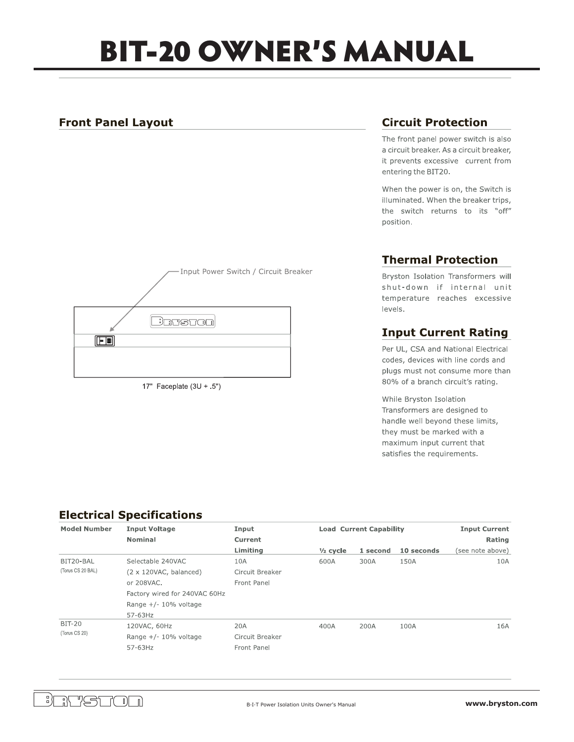# BIT-20 OWNER'S MANUAL

## Front Panel Layout

Input Power Switch / Circuit Breaker

17" Faceplate (3U + .5")

## Circuit Protection

The front panel power switch is also a circuit breaker. As a circuit breaker, it prevents excessive current from entering the BIT20.

When the power is on, the Switch is illuminated. When the breaker trips, the switch returns to its "off" position.

## Thermal Protection

Bryston Isolation Transformers will shut-down if internal unit temperature reaches excessive levels.

## Input Current Rating

Per UL, CSA and National Electrical codes, devices with line cords and plugs must not consume more than 80% of a branch circuit's rating.

While Bryston Isolation Transformers are designed to handle well beyond these limits, they must be marked with a maximum input current that satisfies the requirements.

## Electrical Specifications

| Model Number | Input Voltage Nominal | Input Current Limiting | Load Current Capability | | | Input Current Rating |
|---|---|---|---|---|---|---|
| | | | ½ cycle | 1 second | 10 seconds | (see note above) |
| BIT20-BAL (Torus CS 20 BAL) | Selectable 240VAC (2 x 120VAC, balanced) or 208VAC. Factory wired for 240VAC 60Hz Range +/- 10% voltage 57-63Hz | 10A Circuit Breaker Front Panel | 600A | 300A | 150A | 10A |
| BIT-20 (Torus CS 20) | 120VAC, 60Hz Range +/- 10% voltage 57-63Hz | 20A Circuit Breaker Front Panel | 400A | 200A | 100A | 16A |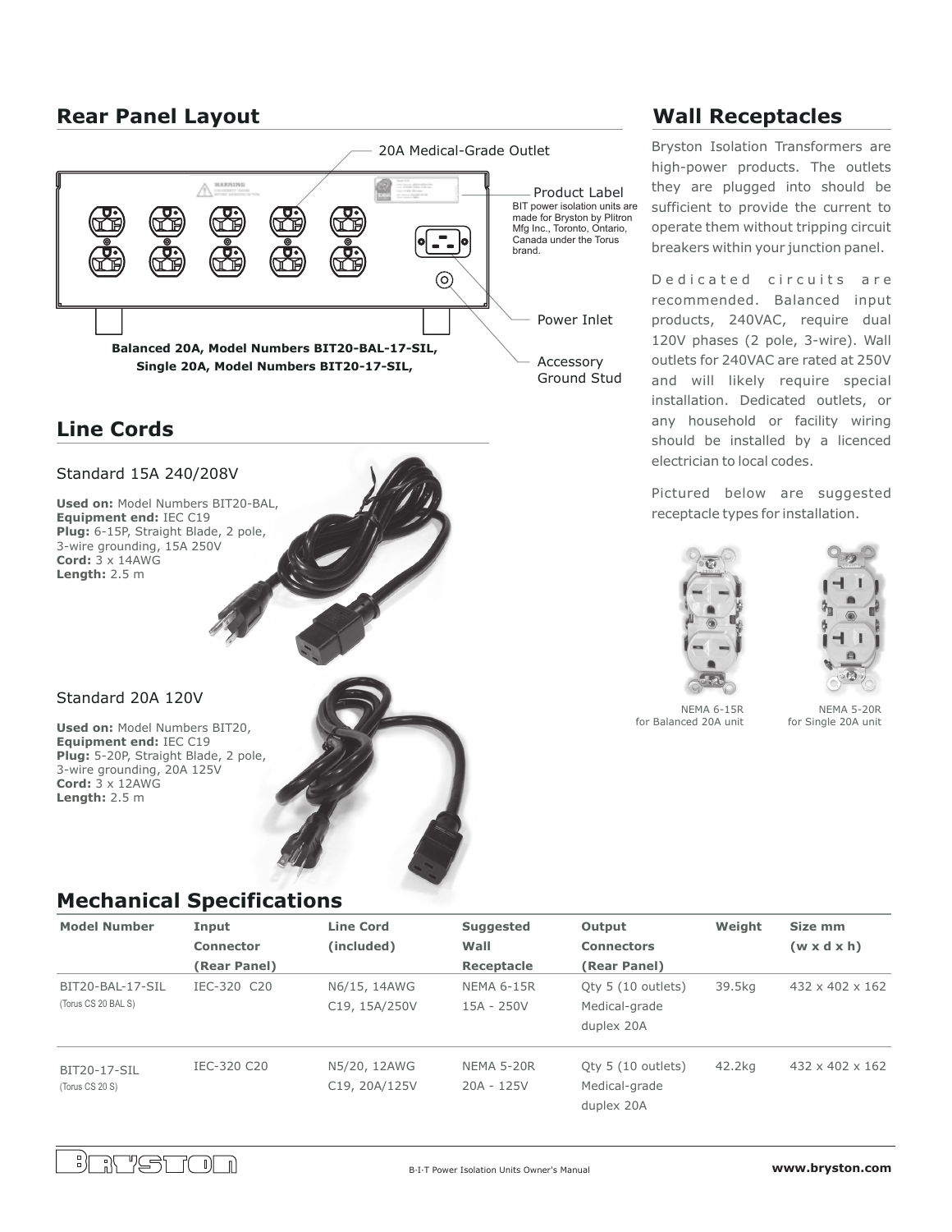## Rear Panel Layout

20A Medical-Grade Outlet

Product Label
BIT power isolation units are made for Bryston by Plitron Mfg Inc., Toronto, Ontario, Canada under the Torus brand.

Power Inlet

Accessory Ground Stud

**Balanced 20A, Model Numbers BIT20-BAL-17-SIL,**
**Single 20A, Model Numbers BIT20-17-SIL,**

## Line Cords

Standard 15A 240/208V

**Used on:** Model Numbers BIT20-BAL,
**Equipment end:** IEC C19
**Plug:** 6-15P, Straight Blade, 2 pole, 3-wire grounding, 15A 250V
**Cord:** 3 x 14AWG
**Length:** 2.5 m

Standard 20A 120V

**Used on:** Model Numbers BIT20,
**Equipment end:** IEC C19
**Plug:** 5-20P, Straight Blade, 2 pole, 3-wire grounding, 20A 125V
**Cord:** 3 x 12AWG
**Length:** 2.5 m

## Wall Receptacles

Bryston Isolation Transformers are high-power products. The outlets they are plugged into should be sufficient to provide the current to operate them without tripping circuit breakers within your junction panel.

Dedicated circuits are recommended. Balanced input products, 240VAC, require dual 120V phases (2 pole, 3-wire). Wall outlets for 240VAC are rated at 250V and will likely require special installation. Dedicated outlets, or any household or facility wiring should be installed by a licenced electrician to local codes.

Pictured below are suggested receptacle types for installation.

NEMA 6-15R for Balanced 20A unit

NEMA 5-20R for Single 20A unit

## Mechanical Specifications

| Model Number | Input Connector (Rear Panel) | Line Cord (included) | Suggested Wall Receptacle | Output Connectors (Rear Panel) | Weight | Size mm (w x d x h) |
|---|---|---|---|---|---|---|
| BIT20-BAL-17-SIL (Torus CS 20 BAL S) | IEC-320 C20 | N6/15, 14AWG C19, 15A/250V | NEMA 6-15R 15A - 250V | Qty 5 (10 outlets) Medical-grade duplex 20A | 39.5kg | 432 x 402 x 162 |
| BIT20-17-SIL (Torus CS 20 S) | IEC-320 C20 | N5/20, 12AWG C19, 20A/125V | NEMA 5-20R 20A - 125V | Qty 5 (10 outlets) Medical-grade duplex 20A | 42.2kg | 432 x 402 x 162 |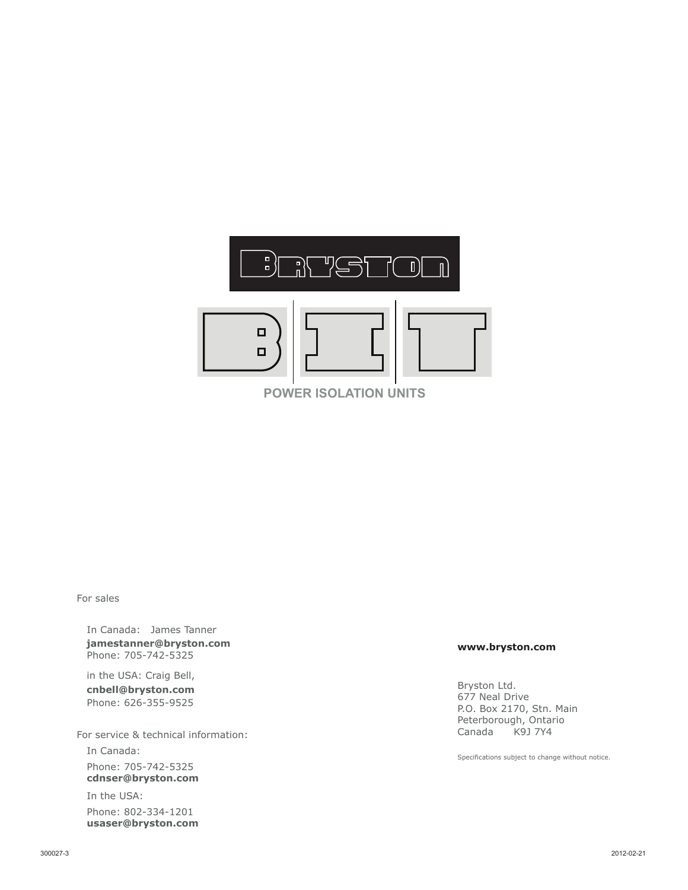BRYSTON

BIT

POWER ISOLATION UNITS

For sales

In Canada: James Tanner
**jamestanner@bryston.com**
Phone: 705-742-5325

in the USA: Craig Bell,
**cnbell@bryston.com**
Phone: 626-355-9525

For service & technical information:

In Canada:

Phone: 705-742-5325
**cdnser@bryston.com**

In the USA:

Phone: 802-334-1201
**usaser@bryston.com**

**www.bryston.com**

Bryston Ltd.
677 Neal Drive
P.O. Box 2170, Stn. Main
Peterborough, Ontario
Canada K9J 7Y4

Specifications subject to change without notice.

300027-3

2012-02-21